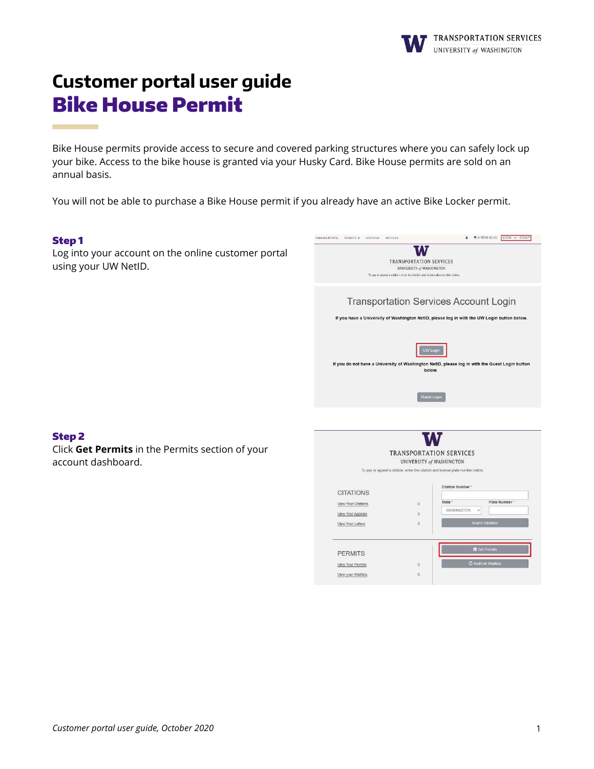# Customer portal user guide
## Bike House Permit

Bike House permits provide access to secure and covered parking structures where you can safely lock up your bike. Access to the bike house is granted via your Husky Card. Bike House permits are sold on an annual basis.

You will not be able to purchase a Bike House permit if you already have an active Bike Locker permit.

### Step 1

Log into your account on the online customer portal using your UW NetID.

### Step 2

Click **Get Permits** in the Permits section of your account dashboard.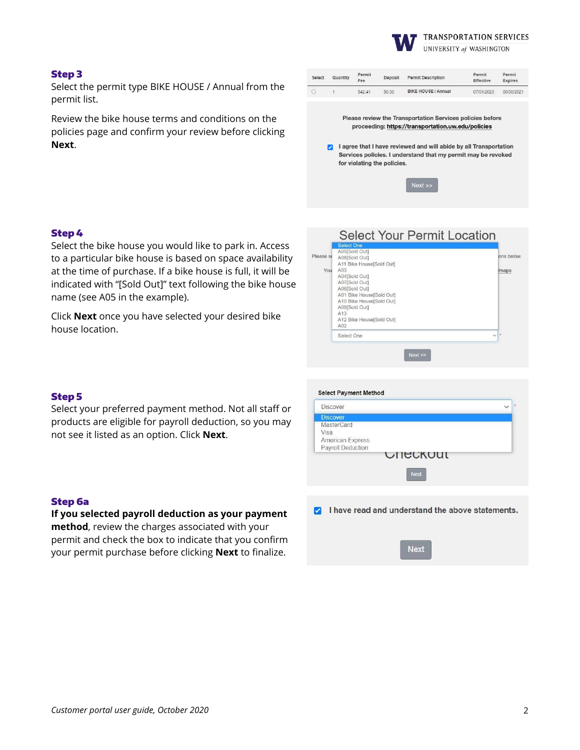### Step 3

Select the permit type BIKE HOUSE / Annual from the permit list.

Review the bike house terms and conditions on the policies page and confirm your review before clicking **Next**.

| Select | Quantity | Permit Fee | Deposit | Permit Description | Permit Effective | Permit Expires |
| --- | --- | --- | --- | --- | --- | --- |
| ○ | 1 | $42.41 | $0.00 | BIKE HOUSE / Annual | 07/01/2020 | 06/30/2021 |

Please review the Transportation Services policies before proceeding: https://transportation.uw.edu/policies

☑ I agree that I have reviewed and will abide by all Transportation Services policies. I understand that my permit may be revoked for violating the policies.

Next >>

### Step 4

Select the bike house you would like to park in. Access to a particular bike house is based on space availability at the time of purchase. If a bike house is full, it will be indicated with "[Sold Out]" text following the bike house name (see A05 in the example).

Click **Next** once you have selected your desired bike house location.

Select Your Permit Location

- Select One
- A05[Sold Out]
- A08[Sold Out]
- A11 Bike House[Sold Out]
- A03
- A04[Sold Out]
- A07[Sold Out]
- A06[Sold Out]
- A01 Bike House[Sold Out]
- A10 Bike House[Sold Out]
- A09[Sold Out]
- A13
- A12 Bike House[Sold Out]
- A02

Select One

Next >>

### Step 5

Select your preferred payment method. Not all staff or products are eligible for payroll deduction, so you may not see it listed as an option. Click **Next**.

Select Payment Method

Discover

- Discover
- MasterCard
- Visa
- American Express
- Payroll Deduction

Checkout

Next

### Step 6a

**If you selected payroll deduction as your payment method**, review the charges associated with your permit and check the box to indicate that you confirm your permit purchase before clicking **Next** to finalize.

☑ I have read and understand the above statements.

Next

*Customer portal user guide, October 2020*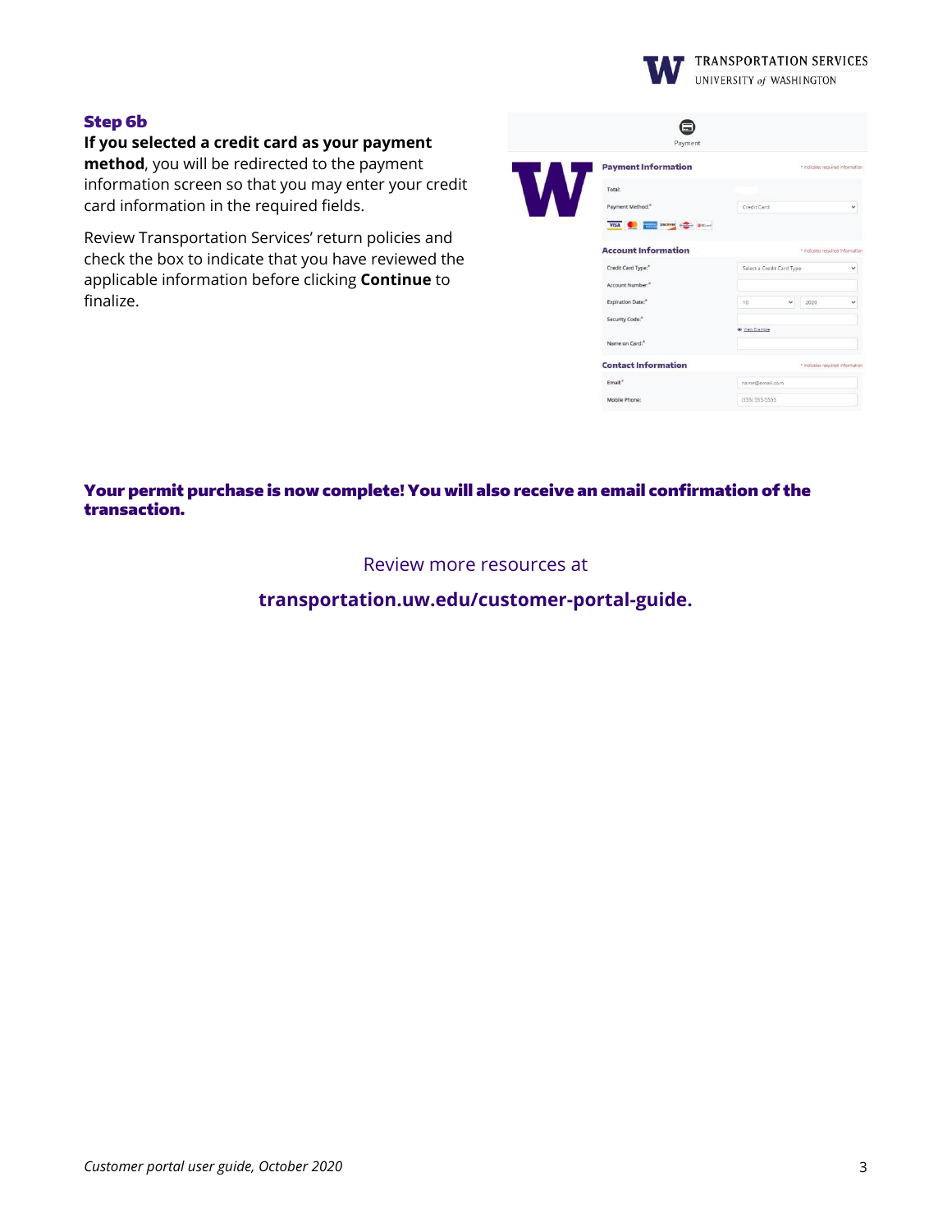### Step 6b

**If you selected a credit card as your payment method**, you will be redirected to the payment information screen so that you may enter your credit card information in the required fields.

Review Transportation Services' return policies and check the box to indicate that you have reviewed the applicable information before clicking **Continue** to finalize.

**Your permit purchase is now complete! You will also receive an email confirmation of the transaction.**

Review more resources at

**transportation.uw.edu/customer-portal-guide.**